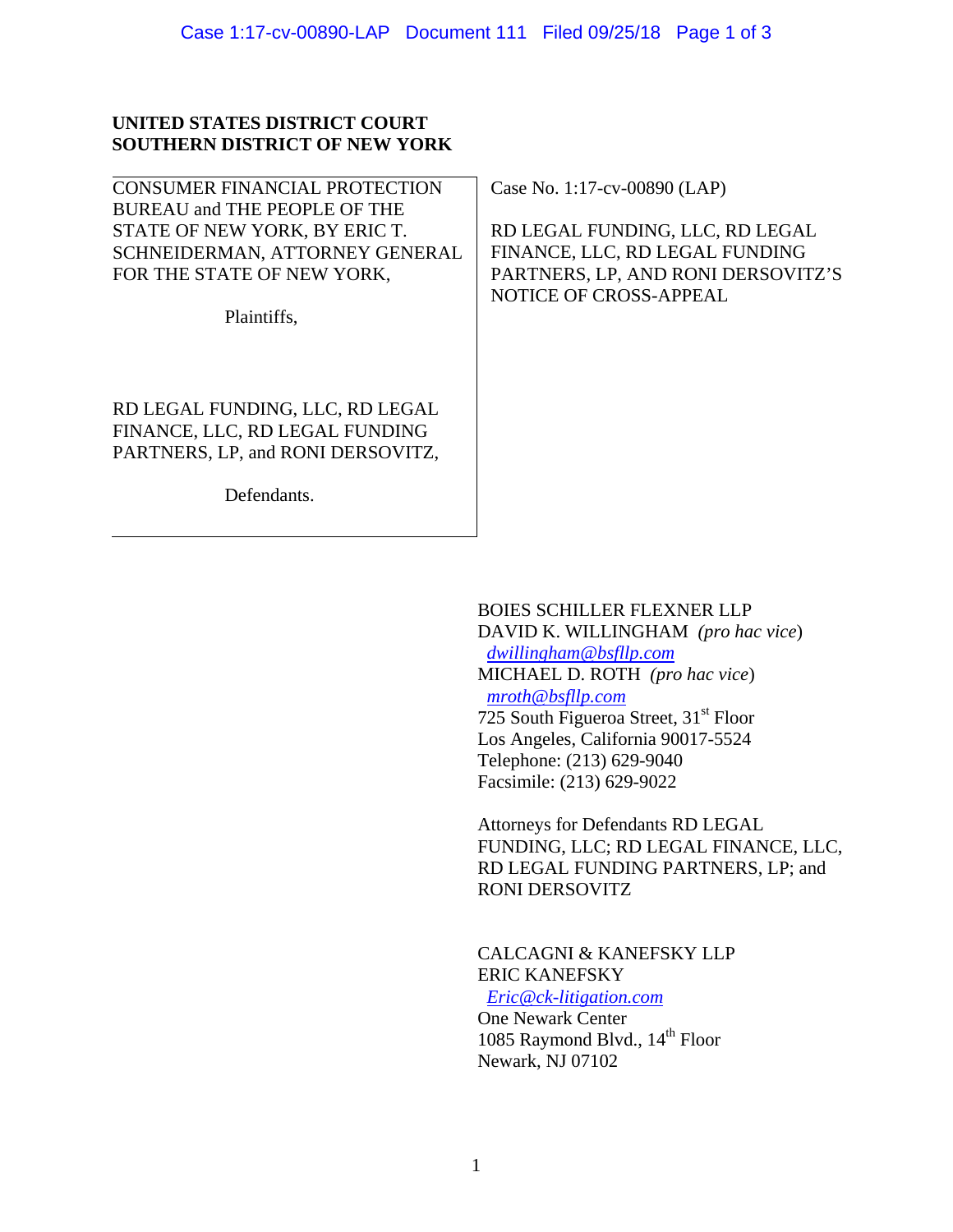**UNITED STATES DISTRICT COURT**
**SOUTHERN DISTRICT OF NEW YORK**

CONSUMER FINANCIAL PROTECTION BUREAU and THE PEOPLE OF THE STATE OF NEW YORK, BY ERIC T. SCHNEIDERMAN, ATTORNEY GENERAL FOR THE STATE OF NEW YORK,

Plaintiffs,

RD LEGAL FUNDING, LLC, RD LEGAL FINANCE, LLC, RD LEGAL FUNDING PARTNERS, LP, and RONI DERSOVITZ,

Defendants.

Case No. 1:17-cv-00890 (LAP)

RD LEGAL FUNDING, LLC, RD LEGAL FINANCE, LLC, RD LEGAL FUNDING PARTNERS, LP, AND RONI DERSOVITZ'S NOTICE OF CROSS-APPEAL

BOIES SCHILLER FLEXNER LLP
DAVID K. WILLINGHAM *(pro hac vice)*
dwillingham@bsfllp.com
MICHAEL D. ROTH *(pro hac vice)*
mroth@bsfllp.com
725 South Figueroa Street, 31st Floor
Los Angeles, California 90017-5524
Telephone: (213) 629-9040
Facsimile: (213) 629-9022

Attorneys for Defendants RD LEGAL FUNDING, LLC; RD LEGAL FINANCE, LLC, RD LEGAL FUNDING PARTNERS, LP; and RONI DERSOVITZ

CALCAGNI & KANEFSKY LLP
ERIC KANEFSKY
Eric@ck-litigation.com
One Newark Center
1085 Raymond Blvd., 14th Floor
Newark, NJ 07102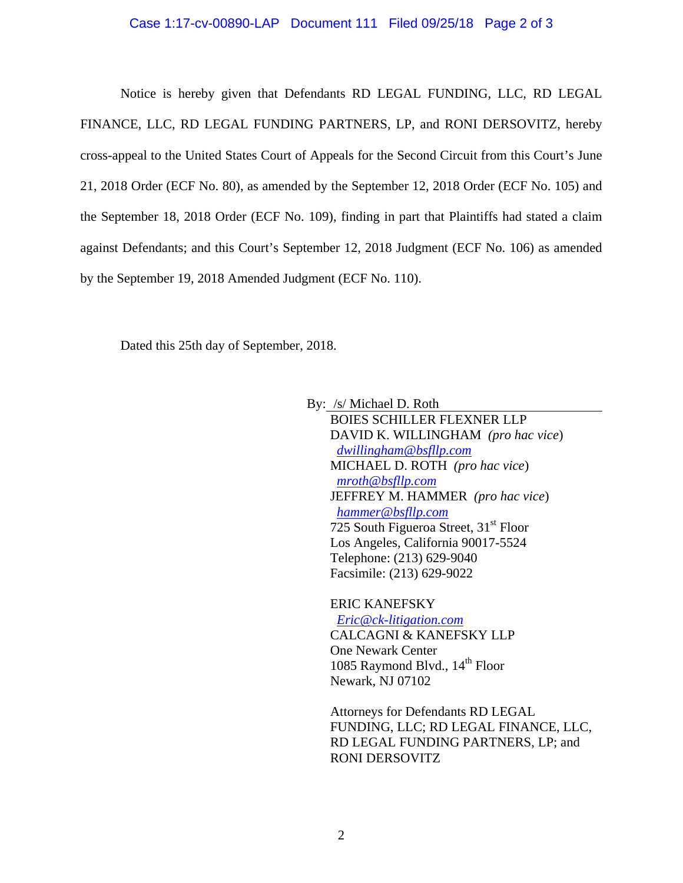Notice is hereby given that Defendants RD LEGAL FUNDING, LLC, RD LEGAL FINANCE, LLC, RD LEGAL FUNDING PARTNERS, LP, and RONI DERSOVITZ, hereby cross-appeal to the United States Court of Appeals for the Second Circuit from this Court's June 21, 2018 Order (ECF No. 80), as amended by the September 12, 2018 Order (ECF No. 105) and the September 18, 2018 Order (ECF No. 109), finding in part that Plaintiffs had stated a claim against Defendants; and this Court's September 12, 2018 Judgment (ECF No. 106) as amended by the September 19, 2018 Amended Judgment (ECF No. 110).

Dated this 25th day of September, 2018.

By: /s/ Michael D. Roth

BOIES SCHILLER FLEXNER LLP
DAVID K. WILLINGHAM *(pro hac vice)*
dwillingham@bsfllp.com
MICHAEL D. ROTH *(pro hac vice)*
mroth@bsfllp.com
JEFFREY M. HAMMER *(pro hac vice)*
hammer@bsfllp.com
725 South Figueroa Street, 31st Floor
Los Angeles, California 90017-5524
Telephone: (213) 629-9040
Facsimile: (213) 629-9022

ERIC KANEFSKY
Eric@ck-litigation.com
CALCAGNI & KANEFSKY LLP
One Newark Center
1085 Raymond Blvd., 14th Floor
Newark, NJ 07102

Attorneys for Defendants RD LEGAL FUNDING, LLC; RD LEGAL FINANCE, LLC, RD LEGAL FUNDING PARTNERS, LP; and RONI DERSOVITZ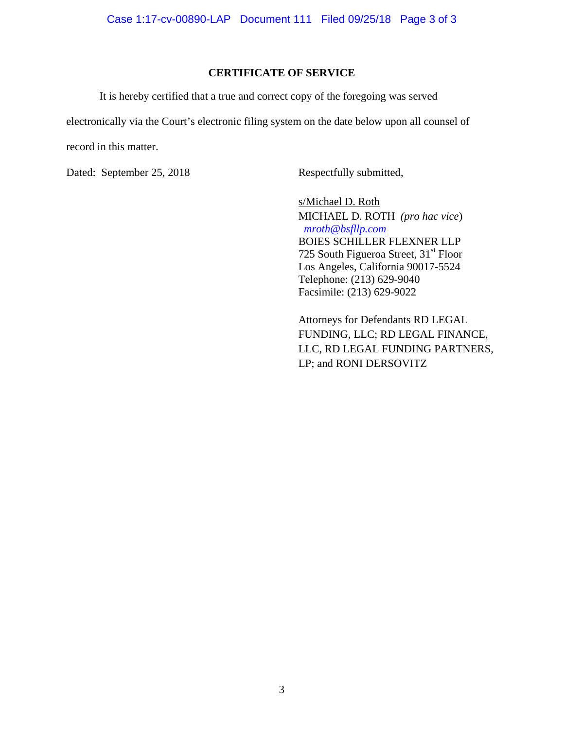## CERTIFICATE OF SERVICE

It is hereby certified that a true and correct copy of the foregoing was served electronically via the Court's electronic filing system on the date below upon all counsel of record in this matter.

Dated: September 25, 2018

Respectfully submitted,

s/Michael D. Roth
MICHAEL D. ROTH *(pro hac vice)*
*mroth@bsfllp.com*
BOIES SCHILLER FLEXNER LLP
725 South Figueroa Street, 31st Floor
Los Angeles, California 90017-5524
Telephone: (213) 629-9040
Facsimile: (213) 629-9022

Attorneys for Defendants RD LEGAL FUNDING, LLC; RD LEGAL FINANCE, LLC, RD LEGAL FUNDING PARTNERS, LP; and RONI DERSOVITZ